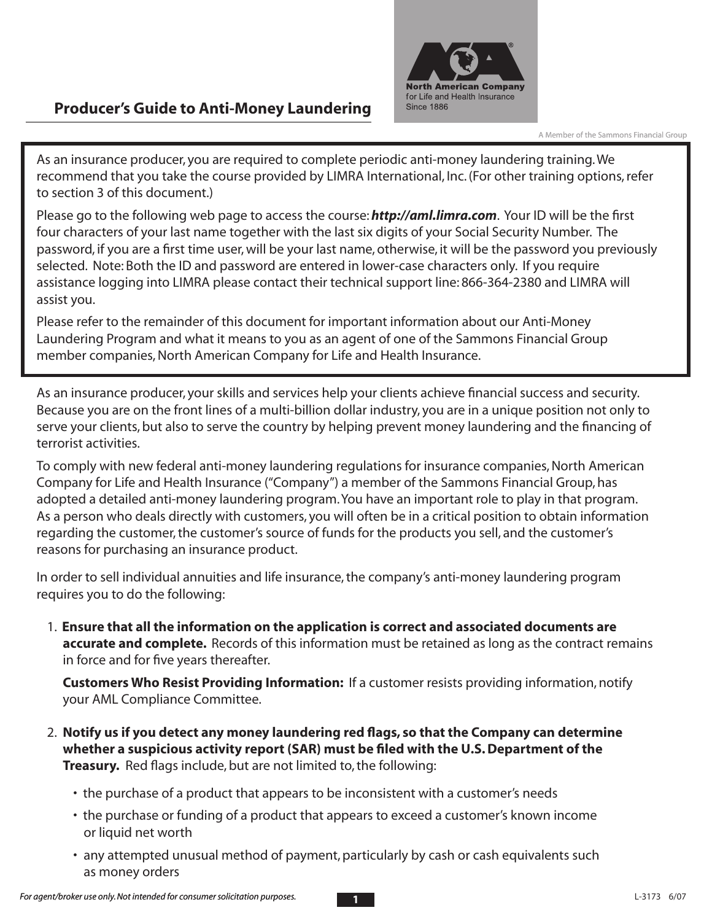# Producer's Guide to Anti-Money Laundering

North American Company for Life and Health Insurance Since 1886

A Member of the Sammons Financial Group

As an insurance producer, you are required to complete periodic anti-money laundering training. We recommend that you take the course provided by LIMRA International, Inc. (For other training options, refer to section 3 of this document.)

Please go to the following web page to access the course: ***http://aml.limra.com***. Your ID will be the first four characters of your last name together with the last six digits of your Social Security Number. The password, if you are a first time user, will be your last name, otherwise, it will be the password you previously selected. Note: Both the ID and password are entered in lower-case characters only. If you require assistance logging into LIMRA please contact their technical support line: 866-364-2380 and LIMRA will assist you.

Please refer to the remainder of this document for important information about our Anti-Money Laundering Program and what it means to you as an agent of one of the Sammons Financial Group member companies, North American Company for Life and Health Insurance.

As an insurance producer, your skills and services help your clients achieve financial success and security. Because you are on the front lines of a multi-billion dollar industry, you are in a unique position not only to serve your clients, but also to serve the country by helping prevent money laundering and the financing of terrorist activities.

To comply with new federal anti-money laundering regulations for insurance companies, North American Company for Life and Health Insurance ("Company") a member of the Sammons Financial Group, has adopted a detailed anti-money laundering program. You have an important role to play in that program. As a person who deals directly with customers, you will often be in a critical position to obtain information regarding the customer, the customer's source of funds for the products you sell, and the customer's reasons for purchasing an insurance product.

In order to sell individual annuities and life insurance, the company's anti-money laundering program requires you to do the following:

1. **Ensure that all the information on the application is correct and associated documents are accurate and complete.** Records of this information must be retained as long as the contract remains in force and for five years thereafter.

   **Customers Who Resist Providing Information:** If a customer resists providing information, notify your AML Compliance Committee.

2. **Notify us if you detect any money laundering red flags, so that the Company can determine whether a suspicious activity report (SAR) must be filed with the U.S. Department of the Treasury.** Red flags include, but are not limited to, the following:

   - the purchase of a product that appears to be inconsistent with a customer's needs
   - the purchase or funding of a product that appears to exceed a customer's known income or liquid net worth
   - any attempted unusual method of payment, particularly by cash or cash equivalents such as money orders

*For agent/broker use only. Not intended for consumer solicitation purposes.*

L-3173 6/07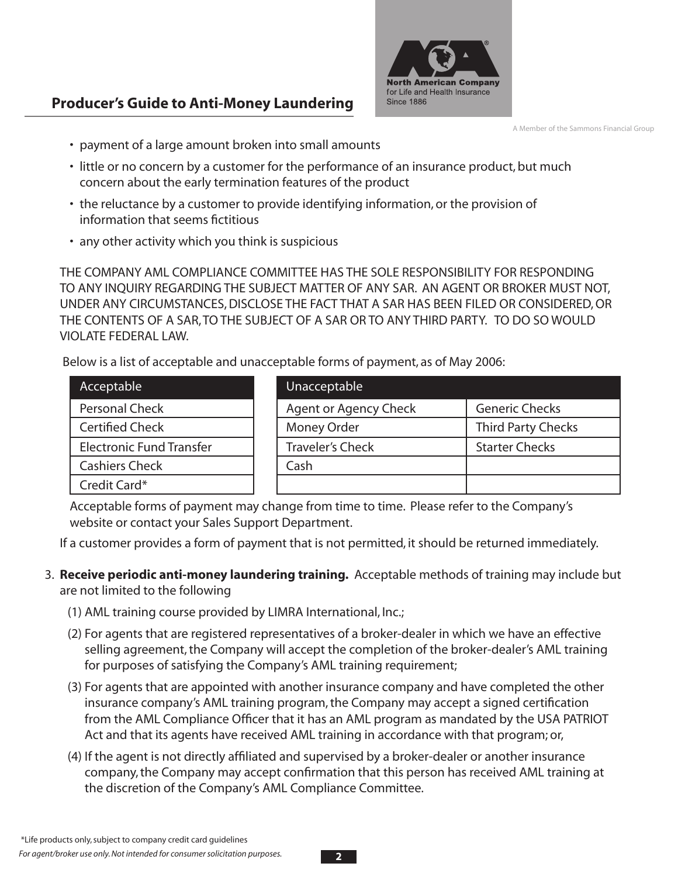- payment of a large amount broken into small amounts
- little or no concern by a customer for the performance of an insurance product, but much concern about the early termination features of the product
- the reluctance by a customer to provide identifying information, or the provision of information that seems fictitious
- any other activity which you think is suspicious

THE COMPANY AML COMPLIANCE COMMITTEE HAS THE SOLE RESPONSIBILITY FOR RESPONDING TO ANY INQUIRY REGARDING THE SUBJECT MATTER OF ANY SAR. AN AGENT OR BROKER MUST NOT, UNDER ANY CIRCUMSTANCES, DISCLOSE THE FACT THAT A SAR HAS BEEN FILED OR CONSIDERED, OR THE CONTENTS OF A SAR, TO THE SUBJECT OF A SAR OR TO ANY THIRD PARTY. TO DO SO WOULD VIOLATE FEDERAL LAW.

Below is a list of acceptable and unacceptable forms of payment, as of May 2006:

| Acceptable |
|---|
| Personal Check |
| Certified Check |
| Electronic Fund Transfer |
| Cashiers Check |
| Credit Card* |

| Unacceptable | |
|---|---|
| Agent or Agency Check | Generic Checks |
| Money Order | Third Party Checks |
| Traveler's Check | Starter Checks |
| Cash | |
| | |

Acceptable forms of payment may change from time to time. Please refer to the Company's website or contact your Sales Support Department.

If a customer provides a form of payment that is not permitted, it should be returned immediately.

3. **Receive periodic anti-money laundering training.** Acceptable methods of training may include but are not limited to the following

   (1) AML training course provided by LIMRA International, Inc.;

   (2) For agents that are registered representatives of a broker-dealer in which we have an effective selling agreement, the Company will accept the completion of the broker-dealer's AML training for purposes of satisfying the Company's AML training requirement;

   (3) For agents that are appointed with another insurance company and have completed the other insurance company's AML training program, the Company may accept a signed certification from the AML Compliance Officer that it has an AML program as mandated by the USA PATRIOT Act and that its agents have received AML training in accordance with that program; or,

   (4) If the agent is not directly affiliated and supervised by a broker-dealer or another insurance company, the Company may accept confirmation that this person has received AML training at the discretion of the Company's AML Compliance Committee.

*Life products only, subject to company credit card guidelines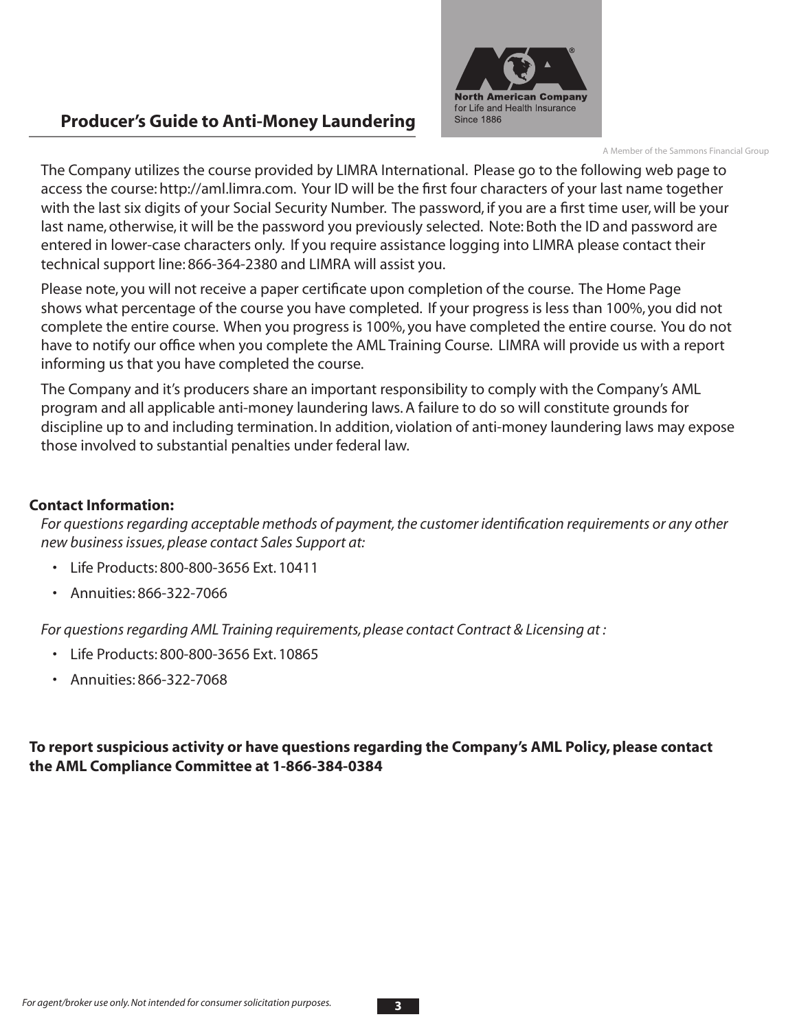## Producer's Guide to Anti-Money Laundering

The Company utilizes the course provided by LIMRA International. Please go to the following web page to access the course: http://aml.limra.com. Your ID will be the first four characters of your last name together with the last six digits of your Social Security Number. The password, if you are a first time user, will be your last name, otherwise, it will be the password you previously selected. Note: Both the ID and password are entered in lower-case characters only. If you require assistance logging into LIMRA please contact their technical support line: 866-364-2380 and LIMRA will assist you.

Please note, you will not receive a paper certificate upon completion of the course. The Home Page shows what percentage of the course you have completed. If your progress is less than 100%, you did not complete the entire course. When you progress is 100%, you have completed the entire course. You do not have to notify our office when you complete the AML Training Course. LIMRA will provide us with a report informing us that you have completed the course.

The Company and it's producers share an important responsibility to comply with the Company's AML program and all applicable anti-money laundering laws. A failure to do so will constitute grounds for discipline up to and including termination. In addition, violation of anti-money laundering laws may expose those involved to substantial penalties under federal law.

**Contact Information:**

*For questions regarding acceptable methods of payment, the customer identification requirements or any other new business issues, please contact Sales Support at:*

- Life Products: 800-800-3656 Ext. 10411
- Annuities: 866-322-7066

*For questions regarding AML Training requirements, please contact Contract & Licensing at :*

- Life Products: 800-800-3656 Ext. 10865
- Annuities: 866-322-7068

**To report suspicious activity or have questions regarding the Company's AML Policy, please contact the AML Compliance Committee at 1-866-384-0384**

*For agent/broker use only. Not intended for consumer solicitation purposes.*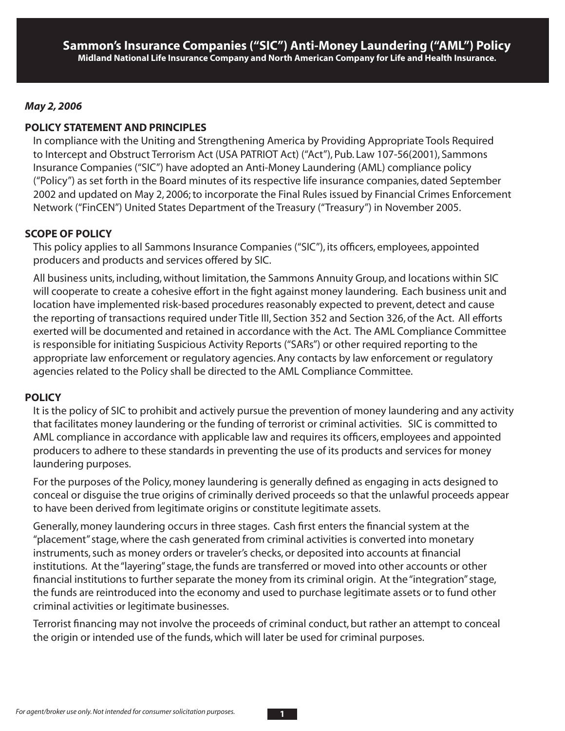# Sammon's Insurance Companies ("SIC") Anti-Money Laundering ("AML") Policy

**Midland National Life Insurance Company and North American Company for Life and Health Insurance.**

***May 2, 2006***

## POLICY STATEMENT AND PRINCIPLES

In compliance with the Uniting and Strengthening America by Providing Appropriate Tools Required to Intercept and Obstruct Terrorism Act (USA PATRIOT Act) ("Act"), Pub. Law 107-56(2001), Sammons Insurance Companies ("SIC") have adopted an Anti-Money Laundering (AML) compliance policy ("Policy") as set forth in the Board minutes of its respective life insurance companies, dated September 2002 and updated on May 2, 2006; to incorporate the Final Rules issued by Financial Crimes Enforcement Network ("FinCEN") United States Department of the Treasury ("Treasury") in November 2005.

## SCOPE OF POLICY

This policy applies to all Sammons Insurance Companies ("SIC"), its officers, employees, appointed producers and products and services offered by SIC.

All business units, including, without limitation, the Sammons Annuity Group, and locations within SIC will cooperate to create a cohesive effort in the fight against money laundering. Each business unit and location have implemented risk-based procedures reasonably expected to prevent, detect and cause the reporting of transactions required under Title III, Section 352 and Section 326, of the Act. All efforts exerted will be documented and retained in accordance with the Act. The AML Compliance Committee is responsible for initiating Suspicious Activity Reports ("SARs") or other required reporting to the appropriate law enforcement or regulatory agencies. Any contacts by law enforcement or regulatory agencies related to the Policy shall be directed to the AML Compliance Committee.

## POLICY

It is the policy of SIC to prohibit and actively pursue the prevention of money laundering and any activity that facilitates money laundering or the funding of terrorist or criminal activities. SIC is committed to AML compliance in accordance with applicable law and requires its officers, employees and appointed producers to adhere to these standards in preventing the use of its products and services for money laundering purposes.

For the purposes of the Policy, money laundering is generally defined as engaging in acts designed to conceal or disguise the true origins of criminally derived proceeds so that the unlawful proceeds appear to have been derived from legitimate origins or constitute legitimate assets.

Generally, money laundering occurs in three stages. Cash first enters the financial system at the "placement" stage, where the cash generated from criminal activities is converted into monetary instruments, such as money orders or traveler's checks, or deposited into accounts at financial institutions. At the "layering" stage, the funds are transferred or moved into other accounts or other financial institutions to further separate the money from its criminal origin. At the "integration" stage, the funds are reintroduced into the economy and used to purchase legitimate assets or to fund other criminal activities or legitimate businesses.

Terrorist financing may not involve the proceeds of criminal conduct, but rather an attempt to conceal the origin or intended use of the funds, which will later be used for criminal purposes.

*For agent/broker use only. Not intended for consumer solicitation purposes.*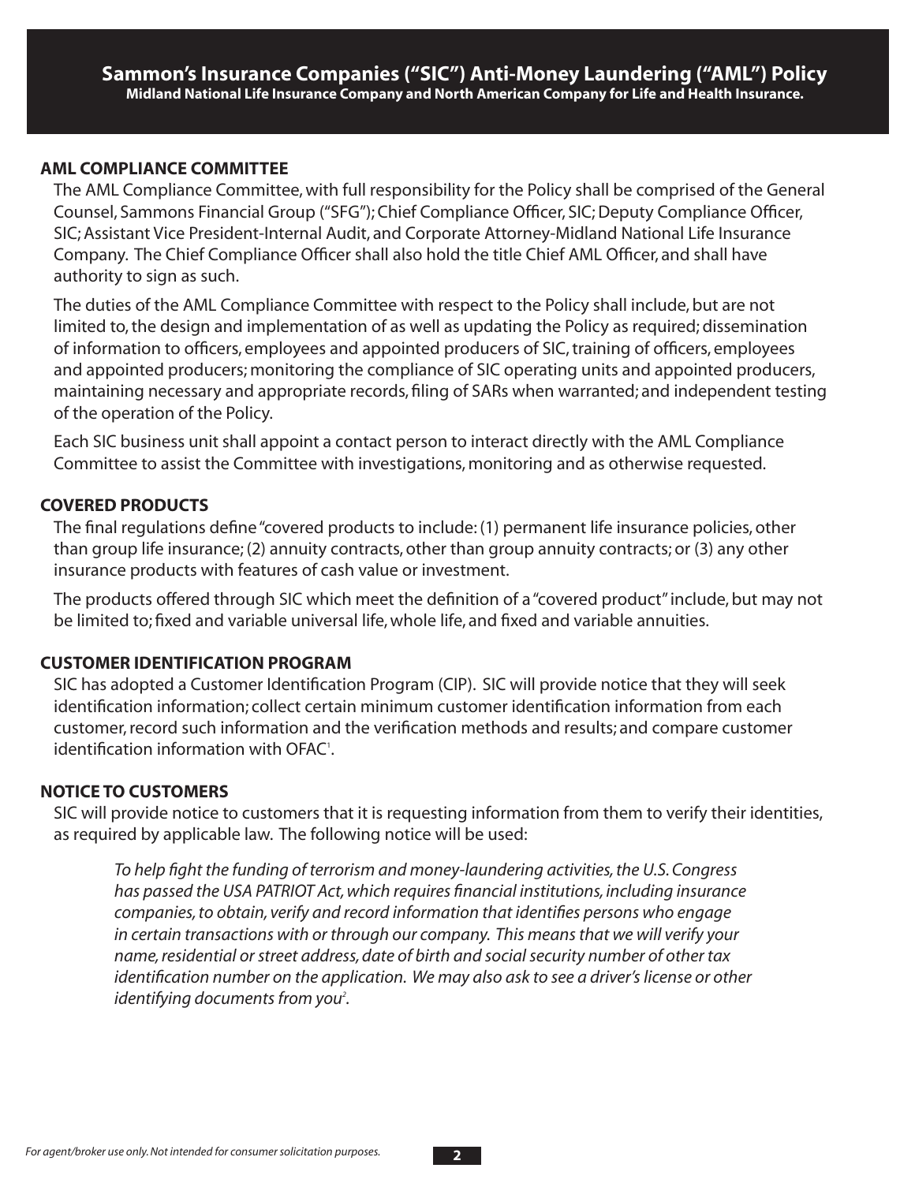# Sammon's Insurance Companies ("SIC") Anti-Money Laundering ("AML") Policy

**Midland National Life Insurance Company and North American Company for Life and Health Insurance.**

## AML COMPLIANCE COMMITTEE

The AML Compliance Committee, with full responsibility for the Policy shall be comprised of the General Counsel, Sammons Financial Group ("SFG"); Chief Compliance Officer, SIC; Deputy Compliance Officer, SIC; Assistant Vice President-Internal Audit, and Corporate Attorney-Midland National Life Insurance Company. The Chief Compliance Officer shall also hold the title Chief AML Officer, and shall have authority to sign as such.

The duties of the AML Compliance Committee with respect to the Policy shall include, but are not limited to, the design and implementation of as well as updating the Policy as required; dissemination of information to officers, employees and appointed producers of SIC, training of officers, employees and appointed producers; monitoring the compliance of SIC operating units and appointed producers, maintaining necessary and appropriate records, filing of SARs when warranted; and independent testing of the operation of the Policy.

Each SIC business unit shall appoint a contact person to interact directly with the AML Compliance Committee to assist the Committee with investigations, monitoring and as otherwise requested.

## COVERED PRODUCTS

The final regulations define "covered products to include: (1) permanent life insurance policies, other than group life insurance; (2) annuity contracts, other than group annuity contracts; or (3) any other insurance products with features of cash value or investment.

The products offered through SIC which meet the definition of a "covered product" include, but may not be limited to; fixed and variable universal life, whole life, and fixed and variable annuities.

## CUSTOMER IDENTIFICATION PROGRAM

SIC has adopted a Customer Identification Program (CIP). SIC will provide notice that they will seek identification information; collect certain minimum customer identification information from each customer, record such information and the verification methods and results; and compare customer identification information with OFAC[1].

## NOTICE TO CUSTOMERS

SIC will provide notice to customers that it is requesting information from them to verify their identities, as required by applicable law. The following notice will be used:

> *To help fight the funding of terrorism and money-laundering activities, the U.S. Congress has passed the USA PATRIOT Act, which requires financial institutions, including insurance companies, to obtain, verify and record information that identifies persons who engage in certain transactions with or through our company. This means that we will verify your name, residential or street address, date of birth and social security number of other tax identification number on the application. We may also ask to see a driver's license or other identifying documents from you*[2].

*For agent/broker use only. Not intended for consumer solicitation purposes.*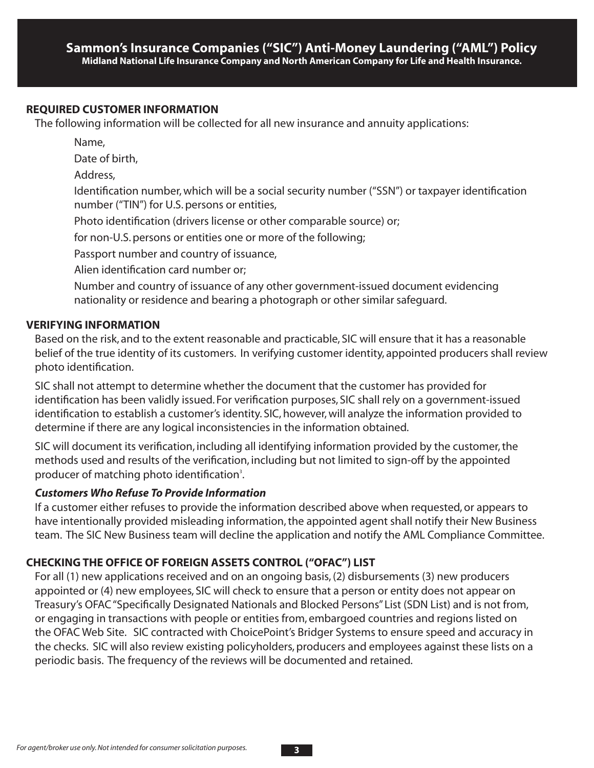# Sammon's Insurance Companies ("SIC") Anti-Money Laundering ("AML") Policy

**Midland National Life Insurance Company and North American Company for Life and Health Insurance.**

## REQUIRED CUSTOMER INFORMATION

The following information will be collected for all new insurance and annuity applications:

Name,

Date of birth,

Address,

Identification number, which will be a social security number ("SSN") or taxpayer identification number ("TIN") for U.S. persons or entities,

Photo identification (drivers license or other comparable source) or;

for non-U.S. persons or entities one or more of the following;

Passport number and country of issuance,

Alien identification card number or;

Number and country of issuance of any other government-issued document evidencing nationality or residence and bearing a photograph or other similar safeguard.

## VERIFYING INFORMATION

Based on the risk, and to the extent reasonable and practicable, SIC will ensure that it has a reasonable belief of the true identity of its customers. In verifying customer identity, appointed producers shall review photo identification.

SIC shall not attempt to determine whether the document that the customer has provided for identification has been validly issued. For verification purposes, SIC shall rely on a government-issued identification to establish a customer's identity. SIC, however, will analyze the information provided to determine if there are any logical inconsistencies in the information obtained.

SIC will document its verification, including all identifying information provided by the customer, the methods used and results of the verification, including but not limited to sign-off by the appointed producer of matching photo identification[3].

### *Customers Who Refuse To Provide Information*

If a customer either refuses to provide the information described above when requested, or appears to have intentionally provided misleading information, the appointed agent shall notify their New Business team. The SIC New Business team will decline the application and notify the AML Compliance Committee.

## CHECKING THE OFFICE OF FOREIGN ASSETS CONTROL ("OFAC") LIST

For all (1) new applications received and on an ongoing basis, (2) disbursements (3) new producers appointed or (4) new employees, SIC will check to ensure that a person or entity does not appear on Treasury's OFAC "Specifically Designated Nationals and Blocked Persons" List (SDN List) and is not from, or engaging in transactions with people or entities from, embargoed countries and regions listed on the OFAC Web Site. SIC contracted with ChoicePoint's Bridger Systems to ensure speed and accuracy in the checks. SIC will also review existing policyholders, producers and employees against these lists on a periodic basis. The frequency of the reviews will be documented and retained.

*For agent/broker use only. Not intended for consumer solicitation purposes.*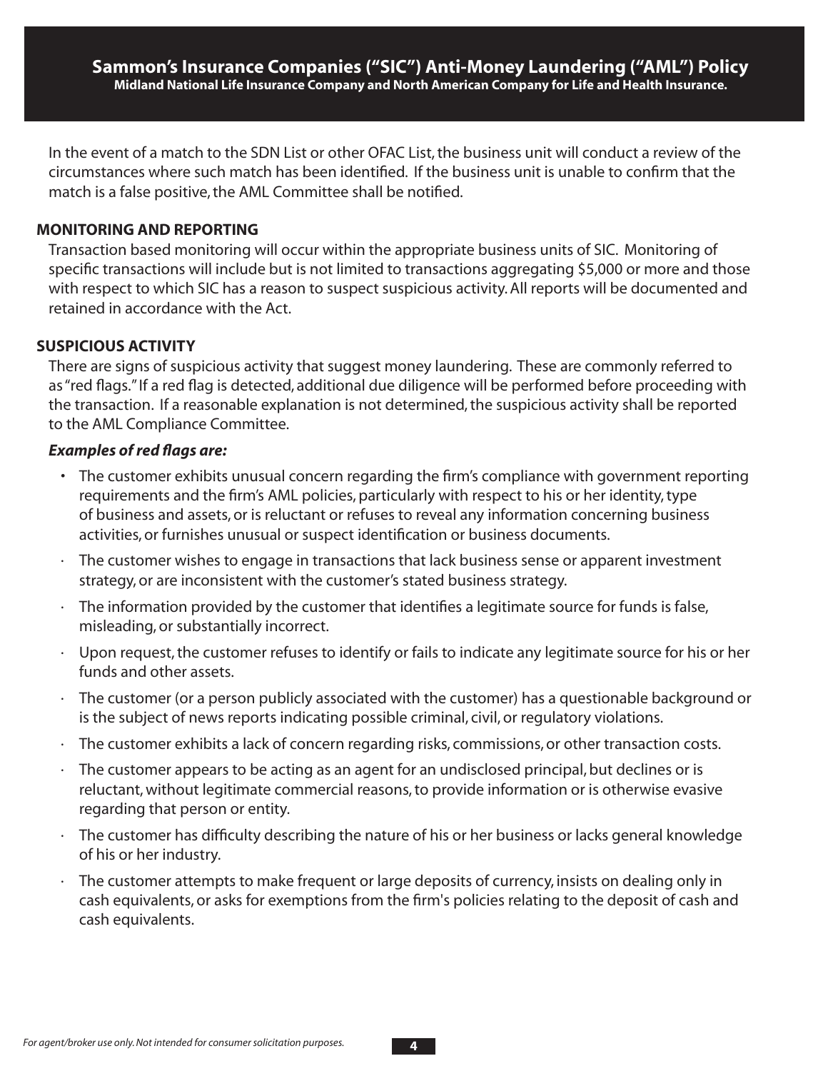In the event of a match to the SDN List or other OFAC List, the business unit will conduct a review of the circumstances where such match has been identified. If the business unit is unable to confirm that the match is a false positive, the AML Committee shall be notified.

## MONITORING AND REPORTING

Transaction based monitoring will occur within the appropriate business units of SIC. Monitoring of specific transactions will include but is not limited to transactions aggregating $5,000 or more and those with respect to which SIC has a reason to suspect suspicious activity. All reports will be documented and retained in accordance with the Act.

## SUSPICIOUS ACTIVITY

There are signs of suspicious activity that suggest money laundering. These are commonly referred to as "red flags." If a red flag is detected, additional due diligence will be performed before proceeding with the transaction. If a reasonable explanation is not determined, the suspicious activity shall be reported to the AML Compliance Committee.

***Examples of red flags are:***

- The customer exhibits unusual concern regarding the firm's compliance with government reporting requirements and the firm's AML policies, particularly with respect to his or her identity, type of business and assets, or is reluctant or refuses to reveal any information concerning business activities, or furnishes unusual or suspect identification or business documents.
- The customer wishes to engage in transactions that lack business sense or apparent investment strategy, or are inconsistent with the customer's stated business strategy.
- The information provided by the customer that identifies a legitimate source for funds is false, misleading, or substantially incorrect.
- Upon request, the customer refuses to identify or fails to indicate any legitimate source for his or her funds and other assets.
- The customer (or a person publicly associated with the customer) has a questionable background or is the subject of news reports indicating possible criminal, civil, or regulatory violations.
- The customer exhibits a lack of concern regarding risks, commissions, or other transaction costs.
- The customer appears to be acting as an agent for an undisclosed principal, but declines or is reluctant, without legitimate commercial reasons, to provide information or is otherwise evasive regarding that person or entity.
- The customer has difficulty describing the nature of his or her business or lacks general knowledge of his or her industry.
- The customer attempts to make frequent or large deposits of currency, insists on dealing only in cash equivalents, or asks for exemptions from the firm's policies relating to the deposit of cash and cash equivalents.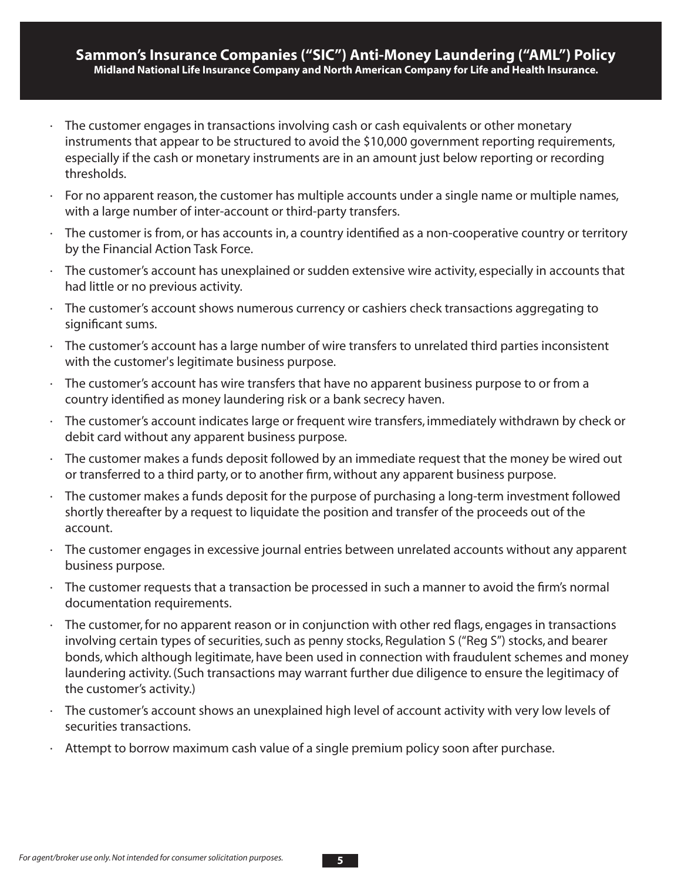- The customer engages in transactions involving cash or cash equivalents or other monetary instruments that appear to be structured to avoid the $10,000 government reporting requirements, especially if the cash or monetary instruments are in an amount just below reporting or recording thresholds.
- For no apparent reason, the customer has multiple accounts under a single name or multiple names, with a large number of inter-account or third-party transfers.
- The customer is from, or has accounts in, a country identified as a non-cooperative country or territory by the Financial Action Task Force.
- The customer's account has unexplained or sudden extensive wire activity, especially in accounts that had little or no previous activity.
- The customer's account shows numerous currency or cashiers check transactions aggregating to significant sums.
- The customer's account has a large number of wire transfers to unrelated third parties inconsistent with the customer's legitimate business purpose.
- The customer's account has wire transfers that have no apparent business purpose to or from a country identified as money laundering risk or a bank secrecy haven.
- The customer's account indicates large or frequent wire transfers, immediately withdrawn by check or debit card without any apparent business purpose.
- The customer makes a funds deposit followed by an immediate request that the money be wired out or transferred to a third party, or to another firm, without any apparent business purpose.
- The customer makes a funds deposit for the purpose of purchasing a long-term investment followed shortly thereafter by a request to liquidate the position and transfer of the proceeds out of the account.
- The customer engages in excessive journal entries between unrelated accounts without any apparent business purpose.
- The customer requests that a transaction be processed in such a manner to avoid the firm's normal documentation requirements.
- The customer, for no apparent reason or in conjunction with other red flags, engages in transactions involving certain types of securities, such as penny stocks, Regulation S ("Reg S") stocks, and bearer bonds, which although legitimate, have been used in connection with fraudulent schemes and money laundering activity. (Such transactions may warrant further due diligence to ensure the legitimacy of the customer's activity.)
- The customer's account shows an unexplained high level of account activity with very low levels of securities transactions.
- Attempt to borrow maximum cash value of a single premium policy soon after purchase.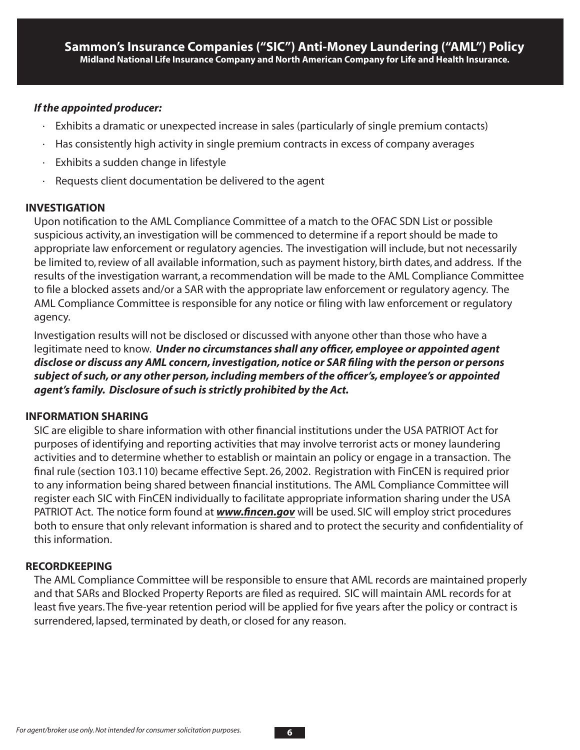***If the appointed producer:***

- Exhibits a dramatic or unexpected increase in sales (particularly of single premium contacts)
- Has consistently high activity in single premium contracts in excess of company averages
- Exhibits a sudden change in lifestyle
- Requests client documentation be delivered to the agent

## INVESTIGATION

Upon notification to the AML Compliance Committee of a match to the OFAC SDN List or possible suspicious activity, an investigation will be commenced to determine if a report should be made to appropriate law enforcement or regulatory agencies. The investigation will include, but not necessarily be limited to, review of all available information, such as payment history, birth dates, and address. If the results of the investigation warrant, a recommendation will be made to the AML Compliance Committee to file a blocked assets and/or a SAR with the appropriate law enforcement or regulatory agency. The AML Compliance Committee is responsible for any notice or filing with law enforcement or regulatory agency.

Investigation results will not be disclosed or discussed with anyone other than those who have a legitimate need to know. ***Under no circumstances shall any officer, employee or appointed agent disclose or discuss any AML concern, investigation, notice or SAR filing with the person or persons subject of such, or any other person, including members of the officer's, employee's or appointed agent's family. Disclosure of such is strictly prohibited by the Act.***

## INFORMATION SHARING

SIC are eligible to share information with other financial institutions under the USA PATRIOT Act for purposes of identifying and reporting activities that may involve terrorist acts or money laundering activities and to determine whether to establish or maintain an policy or engage in a transaction. The final rule (section 103.110) became effective Sept. 26, 2002. Registration with FinCEN is required prior to any information being shared between financial institutions. The AML Compliance Committee will register each SIC with FinCEN individually to facilitate appropriate information sharing under the USA PATRIOT Act. The notice form found at ***www.fincen.gov*** will be used. SIC will employ strict procedures both to ensure that only relevant information is shared and to protect the security and confidentiality of this information.

## RECORDKEEPING

The AML Compliance Committee will be responsible to ensure that AML records are maintained properly and that SARs and Blocked Property Reports are filed as required. SIC will maintain AML records for at least five years. The five-year retention period will be applied for five years after the policy or contract is surrendered, lapsed, terminated by death, or closed for any reason.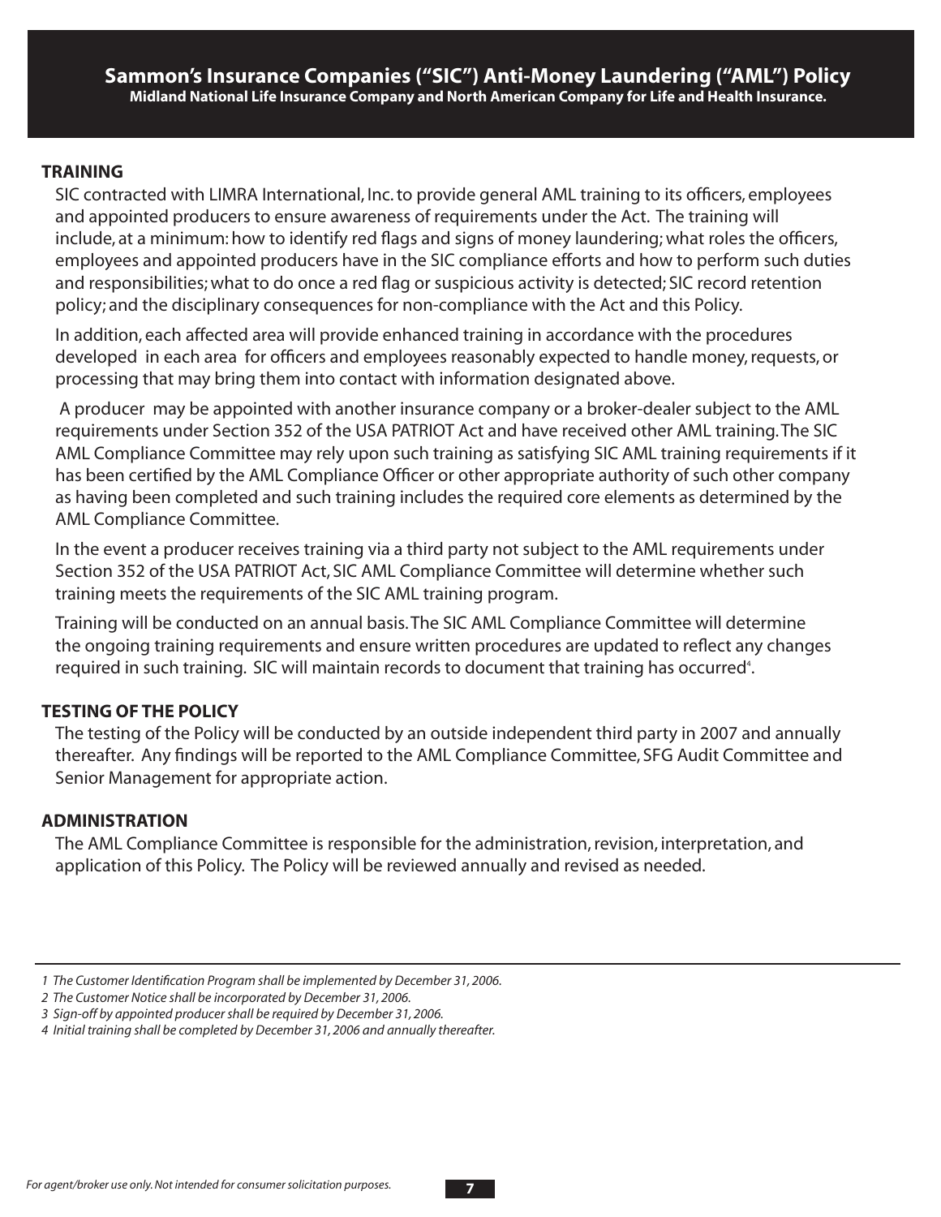## TRAINING

SIC contracted with LIMRA International, Inc. to provide general AML training to its officers, employees and appointed producers to ensure awareness of requirements under the Act. The training will include, at a minimum: how to identify red flags and signs of money laundering; what roles the officers, employees and appointed producers have in the SIC compliance efforts and how to perform such duties and responsibilities; what to do once a red flag or suspicious activity is detected; SIC record retention policy; and the disciplinary consequences for non-compliance with the Act and this Policy.

In addition, each affected area will provide enhanced training in accordance with the procedures developed in each area for officers and employees reasonably expected to handle money, requests, or processing that may bring them into contact with information designated above.

A producer may be appointed with another insurance company or a broker-dealer subject to the AML requirements under Section 352 of the USA PATRIOT Act and have received other AML training. The SIC AML Compliance Committee may rely upon such training as satisfying SIC AML training requirements if it has been certified by the AML Compliance Officer or other appropriate authority of such other company as having been completed and such training includes the required core elements as determined by the AML Compliance Committee.

In the event a producer receives training via a third party not subject to the AML requirements under Section 352 of the USA PATRIOT Act, SIC AML Compliance Committee will determine whether such training meets the requirements of the SIC AML training program.

Training will be conducted on an annual basis. The SIC AML Compliance Committee will determine the ongoing training requirements and ensure written procedures are updated to reflect any changes required in such training. SIC will maintain records to document that training has occurred[4].

## TESTING OF THE POLICY

The testing of the Policy will be conducted by an outside independent third party in 2007 and annually thereafter. Any findings will be reported to the AML Compliance Committee, SFG Audit Committee and Senior Management for appropriate action.

## ADMINISTRATION

The AML Compliance Committee is responsible for the administration, revision, interpretation, and application of this Policy. The Policy will be reviewed annually and revised as needed.

---

*1 The Customer Identification Program shall be implemented by December 31, 2006.*

*2 The Customer Notice shall be incorporated by December 31, 2006.*

*3 Sign-off by appointed producer shall be required by December 31, 2006.*

*4 Initial training shall be completed by December 31, 2006 and annually thereafter.*